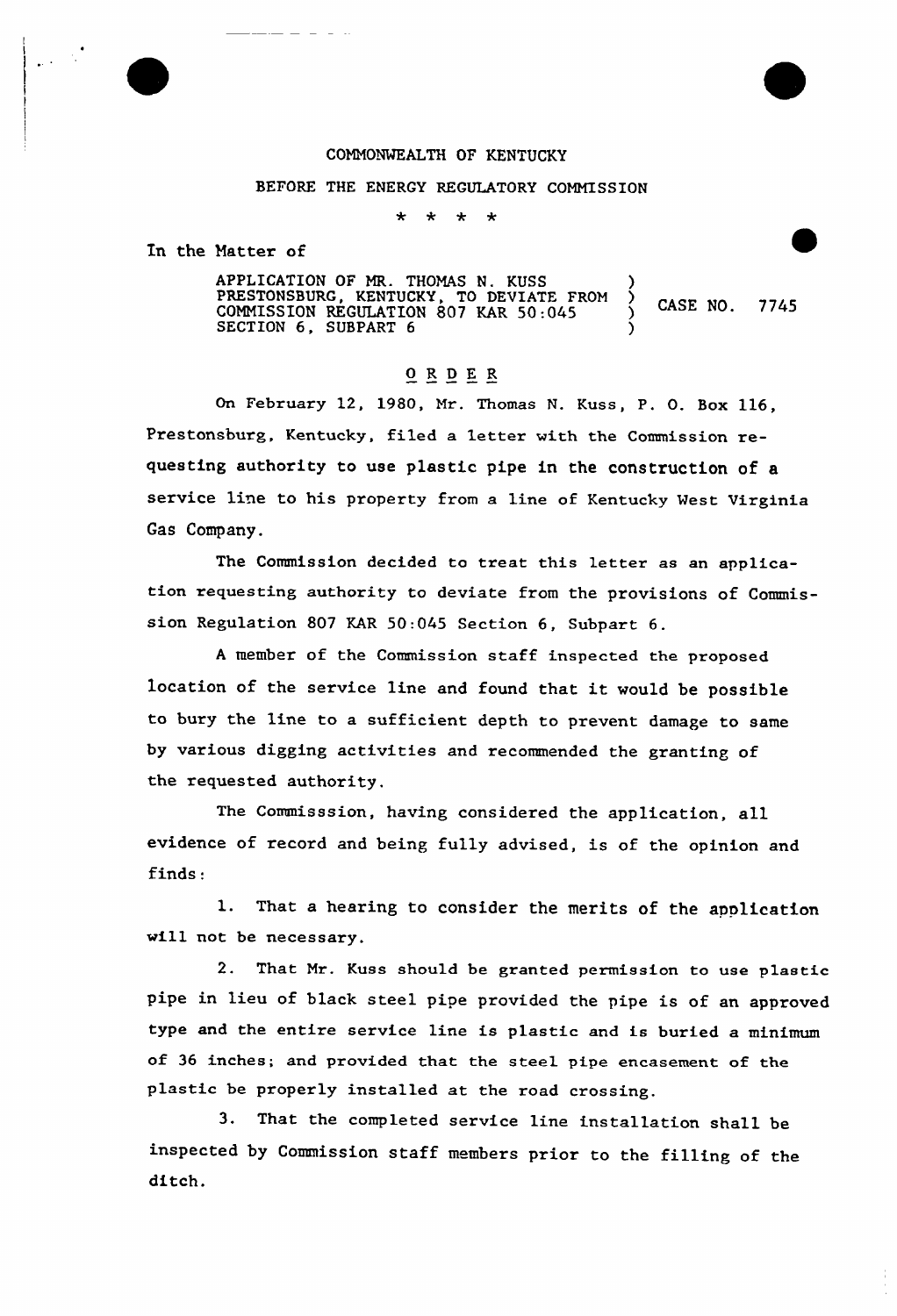COMMONWEALTH OF KENTUCKY

BEFORE THE ENERGY REGULATORY COMMISSION

\* \* \* \*

In the Matter of

| | |
|---|---|
| APPLICATION OF MR. THOMAS N. KUSS PRESTONSBURG, KENTUCKY, TO DEVIATE FROM COMMISSION REGULATION 807 KAR 50:045 SECTION 6, SUBPART 6 | CASE NO. 7745 |

## ORDER

On February 12, 1980, Mr. Thomas N. Kuss, P. O. Box 116, Prestonsburg, Kentucky, filed a letter with the Commission requesting authority to use plastic pipe in the construction of a service line to his property from a line of Kentucky West Virginia Gas Company.

The Commission decided to treat this letter as an application requesting authority to deviate from the provisions of Commission Regulation 807 KAR 50:045 Section 6, Subpart 6.

A member of the Commission staff inspected the proposed location of the service line and found that it would be possible to bury the line to a sufficient depth to prevent damage to same by various digging activities and recommended the granting of the requested authority.

The Commisssion, having considered the application, all evidence of record and being fully advised, is of the opinion and finds:

1. That a hearing to consider the merits of the application will not be necessary.

2. That Mr. Kuss should be granted permission to use plastic pipe in lieu of black steel pipe provided the pipe is of an approved type and the entire service line is plastic and is buried a minimum of 36 inches; and provided that the steel pipe encasement of the plastic be properly installed at the road crossing.

3. That the completed service line installation shall be inspected by Commission staff members prior to the filling of the ditch.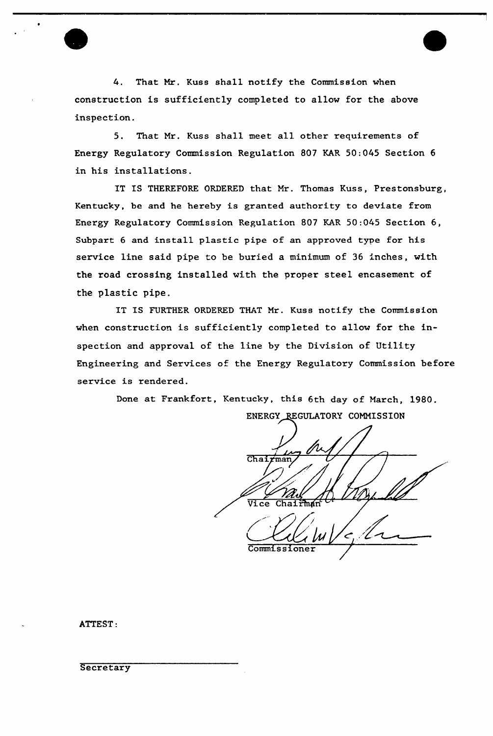4. That Mr. Kuss shall notify the Commission when construction is sufficiently completed to allow for the above inspection.

5. That Mr. Kuss shall meet all other requirements of Energy Regulatory Commission Regulation 807 KAR 50:045 Section 6 in his installations.

IT IS THEREFORE ORDERED that Mr. Thomas Kuss, Prestonsburg, Kentucky, be and he hereby is granted authority to deviate from Energy Regulatory Commission Regulation 807 KAR 50:045 Section 6, Subpart 6 and install plastic pipe of an approved type for his service line said pipe to be buried a minimum of 36 inches, with the road crossing installed with the proper steel encasement of the plastic pipe.

IT IS FURTHER ORDERED THAT Mr. Kuss notify the Commission when construction is sufficiently completed to allow for the inspection and approval of the line by the Division of Utility Engineering and Services of the Energy Regulatory Commission before service is rendered.

Done at Frankfort, Kentucky, this 6th day of March, 1980.

ENERGY REGULATORY COMMISSION

Chairman

Vice Chairman

Commissioner

ATTEST:

Secretary